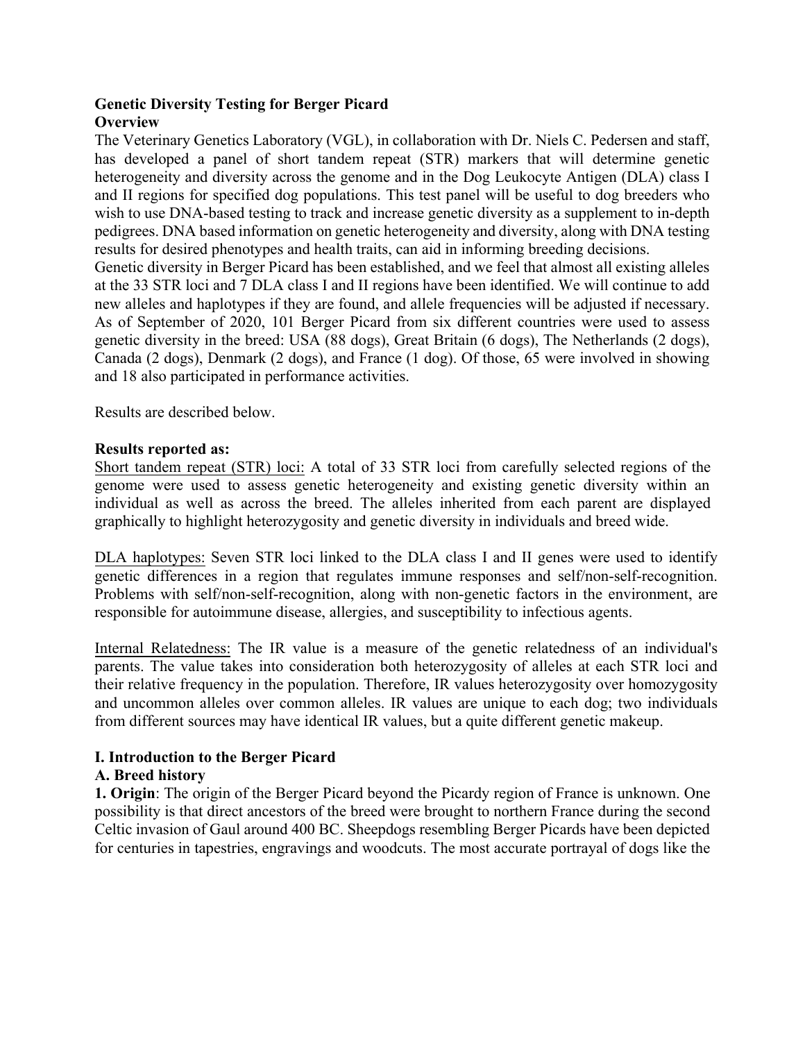# Genetic Diversity Testing for Berger Picard

## Overview

The Veterinary Genetics Laboratory (VGL), in collaboration with Dr. Niels C. Pedersen and staff, has developed a panel of short tandem repeat (STR) markers that will determine genetic heterogeneity and diversity across the genome and in the Dog Leukocyte Antigen (DLA) class I and II regions for specified dog populations. This test panel will be useful to dog breeders who wish to use DNA-based testing to track and increase genetic diversity as a supplement to in-depth pedigrees. DNA based information on genetic heterogeneity and diversity, along with DNA testing results for desired phenotypes and health traits, can aid in informing breeding decisions.

Genetic diversity in Berger Picard has been established, and we feel that almost all existing alleles at the 33 STR loci and 7 DLA class I and II regions have been identified. We will continue to add new alleles and haplotypes if they are found, and allele frequencies will be adjusted if necessary. As of September of 2020, 101 Berger Picard from six different countries were used to assess genetic diversity in the breed: USA (88 dogs), Great Britain (6 dogs), The Netherlands (2 dogs), Canada (2 dogs), Denmark (2 dogs), and France (1 dog). Of those, 65 were involved in showing and 18 also participated in performance activities.

Results are described below.

**Results reported as:**

Short tandem repeat (STR) loci: A total of 33 STR loci from carefully selected regions of the genome were used to assess genetic heterogeneity and existing genetic diversity within an individual as well as across the breed. The alleles inherited from each parent are displayed graphically to highlight heterozygosity and genetic diversity in individuals and breed wide.

DLA haplotypes: Seven STR loci linked to the DLA class I and II genes were used to identify genetic differences in a region that regulates immune responses and self/non-self-recognition. Problems with self/non-self-recognition, along with non-genetic factors in the environment, are responsible for autoimmune disease, allergies, and susceptibility to infectious agents.

Internal Relatedness: The IR value is a measure of the genetic relatedness of an individual's parents. The value takes into consideration both heterozygosity of alleles at each STR loci and their relative frequency in the population. Therefore, IR values heterozygosity over homozygosity and uncommon alleles over common alleles. IR values are unique to each dog; two individuals from different sources may have identical IR values, but a quite different genetic makeup.

## I. Introduction to the Berger Picard

### A. Breed history

**1. Origin**: The origin of the Berger Picard beyond the Picardy region of France is unknown. One possibility is that direct ancestors of the breed were brought to northern France during the second Celtic invasion of Gaul around 400 BC. Sheepdogs resembling Berger Picards have been depicted for centuries in tapestries, engravings and woodcuts. The most accurate portrayal of dogs like the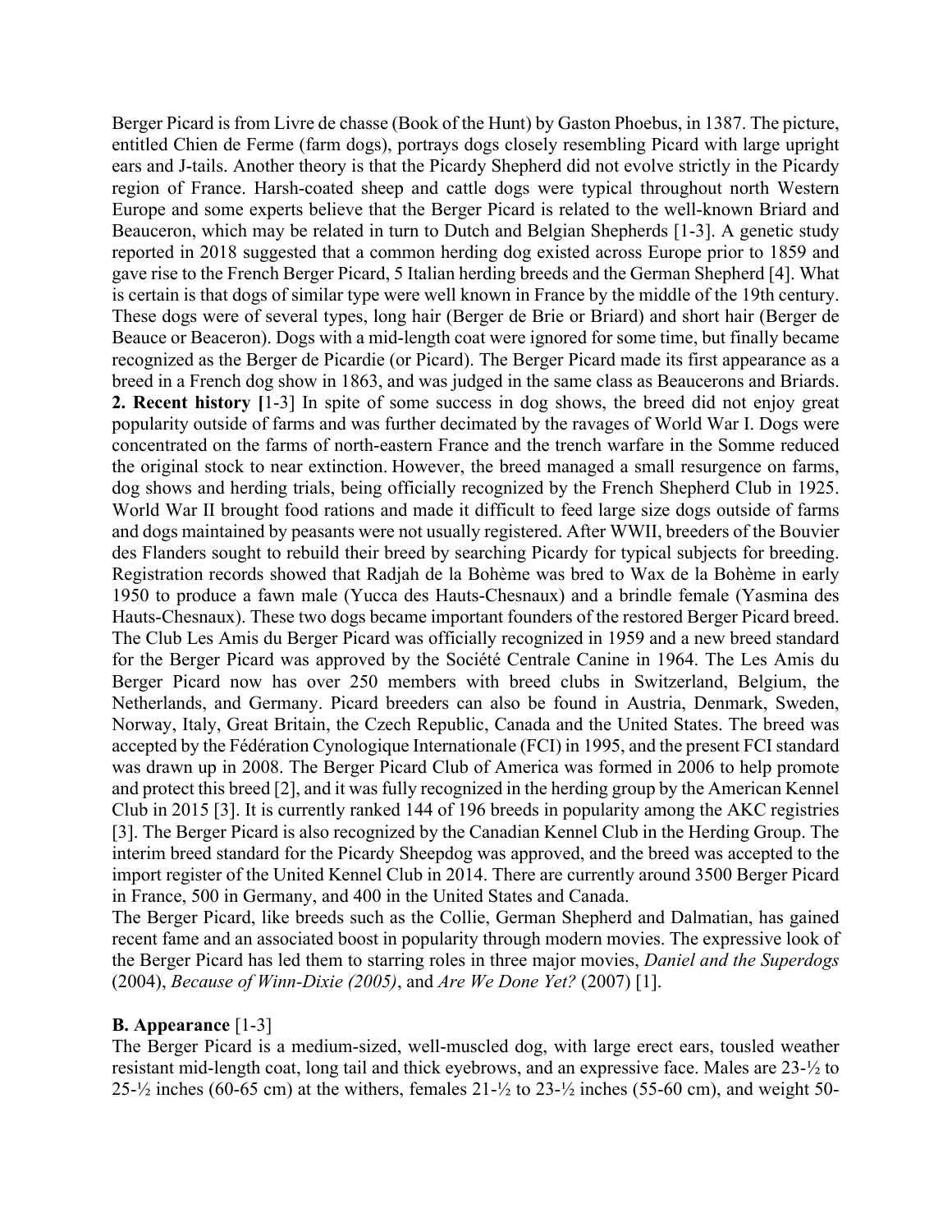Berger Picard is from Livre de chasse (Book of the Hunt) by Gaston Phoebus, in 1387. The picture, entitled Chien de Ferme (farm dogs), portrays dogs closely resembling Picard with large upright ears and J-tails. Another theory is that the Picardy Shepherd did not evolve strictly in the Picardy region of France. Harsh-coated sheep and cattle dogs were typical throughout north Western Europe and some experts believe that the Berger Picard is related to the well-known Briard and Beauceron, which may be related in turn to Dutch and Belgian Shepherds [1-3]. A genetic study reported in 2018 suggested that a common herding dog existed across Europe prior to 1859 and gave rise to the French Berger Picard, 5 Italian herding breeds and the German Shepherd [4]. What is certain is that dogs of similar type were well known in France by the middle of the 19th century. These dogs were of several types, long hair (Berger de Brie or Briard) and short hair (Berger de Beauce or Beaceron). Dogs with a mid-length coat were ignored for some time, but finally became recognized as the Berger de Picardie (or Picard). The Berger Picard made its first appearance as a breed in a French dog show in 1863, and was judged in the same class as Beaucerons and Briards.

**2. Recent history [**1-3] In spite of some success in dog shows, the breed did not enjoy great popularity outside of farms and was further decimated by the ravages of World War I. Dogs were concentrated on the farms of north-eastern France and the trench warfare in the Somme reduced the original stock to near extinction. However, the breed managed a small resurgence on farms, dog shows and herding trials, being officially recognized by the French Shepherd Club in 1925. World War II brought food rations and made it difficult to feed large size dogs outside of farms and dogs maintained by peasants were not usually registered. After WWII, breeders of the Bouvier des Flanders sought to rebuild their breed by searching Picardy for typical subjects for breeding. Registration records showed that Radjah de la Bohème was bred to Wax de la Bohème in early 1950 to produce a fawn male (Yucca des Hauts-Chesnaux) and a brindle female (Yasmina des Hauts-Chesnaux). These two dogs became important founders of the restored Berger Picard breed. The Club Les Amis du Berger Picard was officially recognized in 1959 and a new breed standard for the Berger Picard was approved by the Société Centrale Canine in 1964. The Les Amis du Berger Picard now has over 250 members with breed clubs in Switzerland, Belgium, the Netherlands, and Germany. Picard breeders can also be found in Austria, Denmark, Sweden, Norway, Italy, Great Britain, the Czech Republic, Canada and the United States. The breed was accepted by the Fédération Cynologique Internationale (FCI) in 1995, and the present FCI standard was drawn up in 2008. The Berger Picard Club of America was formed in 2006 to help promote and protect this breed [2], and it was fully recognized in the herding group by the American Kennel Club in 2015 [3]. It is currently ranked 144 of 196 breeds in popularity among the AKC registries [3]. The Berger Picard is also recognized by the Canadian Kennel Club in the Herding Group. The interim breed standard for the Picardy Sheepdog was approved, and the breed was accepted to the import register of the United Kennel Club in 2014. There are currently around 3500 Berger Picard in France, 500 in Germany, and 400 in the United States and Canada.

The Berger Picard, like breeds such as the Collie, German Shepherd and Dalmatian, has gained recent fame and an associated boost in popularity through modern movies. The expressive look of the Berger Picard has led them to starring roles in three major movies, *Daniel and the Superdogs* (2004), *Because of Winn-Dixie (2005)*, and *Are We Done Yet?* (2007) [1].

## B. Appearance [1-3]

The Berger Picard is a medium-sized, well-muscled dog, with large erect ears, tousled weather resistant mid-length coat, long tail and thick eyebrows, and an expressive face. Males are 23-½ to 25-½ inches (60-65 cm) at the withers, females 21-½ to 23-½ inches (55-60 cm), and weight 50-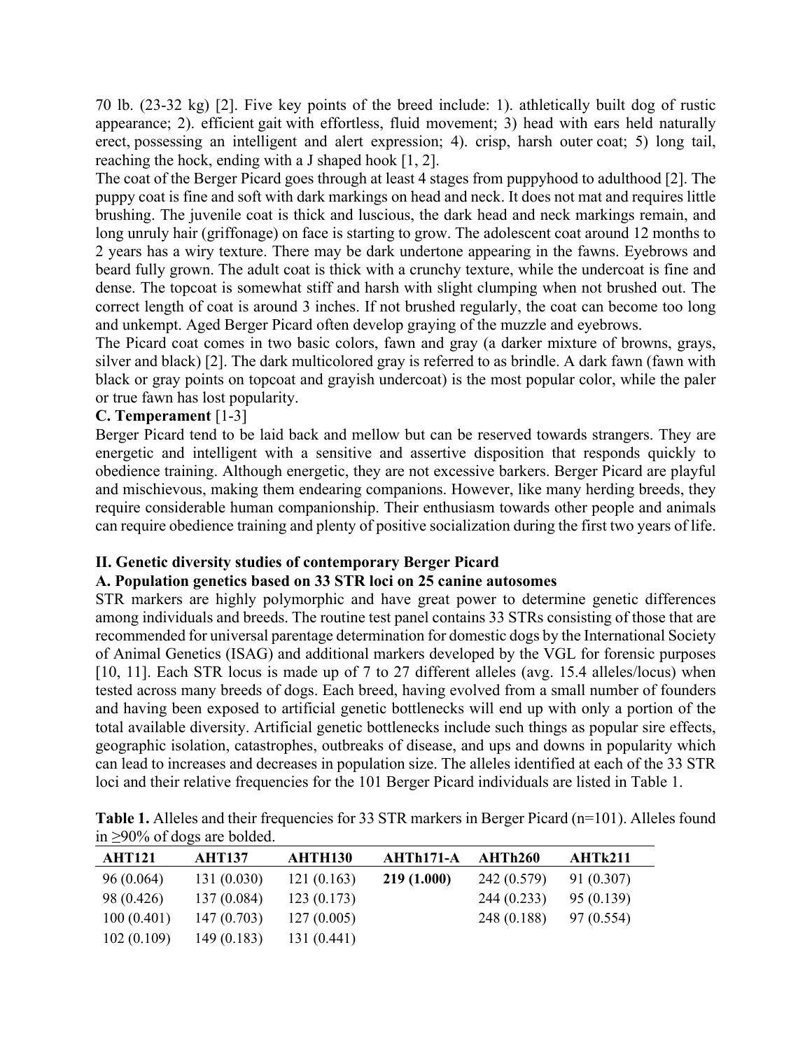70 lb. (23-32 kg) [2]. Five key points of the breed include: 1). athletically built dog of rustic appearance; 2). efficient gait with effortless, fluid movement; 3) head with ears held naturally erect, possessing an intelligent and alert expression; 4). crisp, harsh outer coat; 5) long tail, reaching the hock, ending with a J shaped hook [1, 2].

The coat of the Berger Picard goes through at least 4 stages from puppyhood to adulthood [2]. The puppy coat is fine and soft with dark markings on head and neck. It does not mat and requires little brushing. The juvenile coat is thick and luscious, the dark head and neck markings remain, and long unruly hair (griffonage) on face is starting to grow. The adolescent coat around 12 months to 2 years has a wiry texture. There may be dark undertone appearing in the fawns. Eyebrows and beard fully grown. The adult coat is thick with a crunchy texture, while the undercoat is fine and dense. The topcoat is somewhat stiff and harsh with slight clumping when not brushed out. The correct length of coat is around 3 inches. If not brushed regularly, the coat can become too long and unkempt. Aged Berger Picard often develop graying of the muzzle and eyebrows.

The Picard coat comes in two basic colors, fawn and gray (a darker mixture of browns, grays, silver and black) [2]. The dark multicolored gray is referred to as brindle. A dark fawn (fawn with black or gray points on topcoat and grayish undercoat) is the most popular color, while the paler or true fawn has lost popularity.

### C. Temperament [1-3]

Berger Picard tend to be laid back and mellow but can be reserved towards strangers. They are energetic and intelligent with a sensitive and assertive disposition that responds quickly to obedience training. Although energetic, they are not excessive barkers. Berger Picard are playful and mischievous, making them endearing companions. However, like many herding breeds, they require considerable human companionship. Their enthusiasm towards other people and animals can require obedience training and plenty of positive socialization during the first two years of life.

## II. Genetic diversity studies of contemporary Berger Picard

### A. Population genetics based on 33 STR loci on 25 canine autosomes

STR markers are highly polymorphic and have great power to determine genetic differences among individuals and breeds. The routine test panel contains 33 STRs consisting of those that are recommended for universal parentage determination for domestic dogs by the International Society of Animal Genetics (ISAG) and additional markers developed by the VGL for forensic purposes [10, 11]. Each STR locus is made up of 7 to 27 different alleles (avg. 15.4 alleles/locus) when tested across many breeds of dogs. Each breed, having evolved from a small number of founders and having been exposed to artificial genetic bottlenecks will end up with only a portion of the total available diversity. Artificial genetic bottlenecks include such things as popular sire effects, geographic isolation, catastrophes, outbreaks of disease, and ups and downs in popularity which can lead to increases and decreases in population size. The alleles identified at each of the 33 STR loci and their relative frequencies for the 101 Berger Picard individuals are listed in Table 1.

**Table 1.** Alleles and their frequencies for 33 STR markers in Berger Picard (n=101). Alleles found in ≥90% of dogs are bolded.

| AHT121 | AHT137 | AHTH130 | AHTh171-A | AHTh260 | AHTk211 |
|---|---|---|---|---|---|
| 96 (0.064) | 131 (0.030) | 121 (0.163) | **219 (1.000)** | 242 (0.579) | 91 (0.307) |
| 98 (0.426) | 137 (0.084) | 123 (0.173) | | 244 (0.233) | 95 (0.139) |
| 100 (0.401) | 147 (0.703) | 127 (0.005) | | 248 (0.188) | 97 (0.554) |
| 102 (0.109) | 149 (0.183) | 131 (0.441) | | | |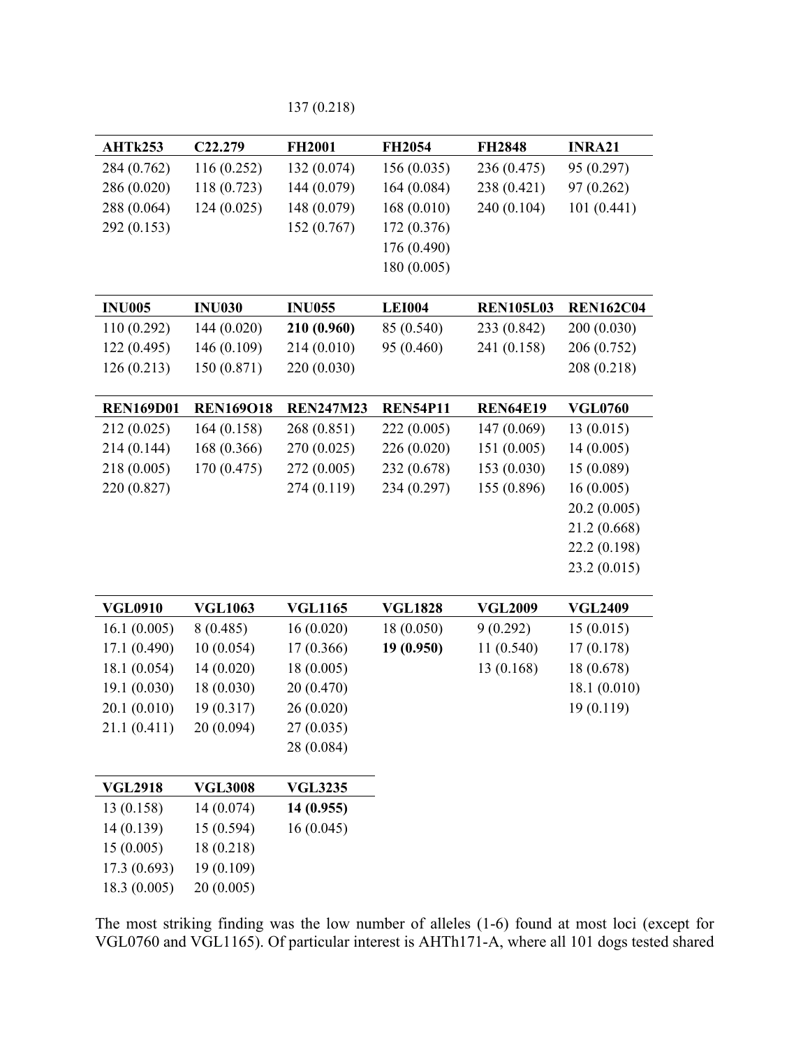137 (0.218)

| AHTk253 | C22.279 | FH2001 | FH2054 | FH2848 | INRA21 |
|---|---|---|---|---|---|
| 284 (0.762) | 116 (0.252) | 132 (0.074) | 156 (0.035) | 236 (0.475) | 95 (0.297) |
| 286 (0.020) | 118 (0.723) | 144 (0.079) | 164 (0.084) | 238 (0.421) | 97 (0.262) |
| 288 (0.064) | 124 (0.025) | 148 (0.079) | 168 (0.010) | 240 (0.104) | 101 (0.441) |
| 292 (0.153) | | 152 (0.767) | 172 (0.376) | | |
| | | | 176 (0.490) | | |
| | | | 180 (0.005) | | |

| INU005 | INU030 | INU055 | LEI004 | REN105L03 | REN162C04 |
|---|---|---|---|---|---|
| 110 (0.292) | 144 (0.020) | **210 (0.960)** | 85 (0.540) | 233 (0.842) | 200 (0.030) |
| 122 (0.495) | 146 (0.109) | 214 (0.010) | 95 (0.460) | 241 (0.158) | 206 (0.752) |
| 126 (0.213) | 150 (0.871) | 220 (0.030) | | | 208 (0.218) |

| REN169D01 | REN169O18 | REN247M23 | REN54P11 | REN64E19 | VGL0760 |
|---|---|---|---|---|---|
| 212 (0.025) | 164 (0.158) | 268 (0.851) | 222 (0.005) | 147 (0.069) | 13 (0.015) |
| 214 (0.144) | 168 (0.366) | 270 (0.025) | 226 (0.020) | 151 (0.005) | 14 (0.005) |
| 218 (0.005) | 170 (0.475) | 272 (0.005) | 232 (0.678) | 153 (0.030) | 15 (0.089) |
| 220 (0.827) | | 274 (0.119) | 234 (0.297) | 155 (0.896) | 16 (0.005) |
| | | | | | 20.2 (0.005) |
| | | | | | 21.2 (0.668) |
| | | | | | 22.2 (0.198) |
| | | | | | 23.2 (0.015) |

| VGL0910 | VGL1063 | VGL1165 | VGL1828 | VGL2009 | VGL2409 |
|---|---|---|---|---|---|
| 16.1 (0.005) | 8 (0.485) | 16 (0.020) | 18 (0.050) | 9 (0.292) | 15 (0.015) |
| 17.1 (0.490) | 10 (0.054) | 17 (0.366) | **19 (0.950)** | 11 (0.540) | 17 (0.178) |
| 18.1 (0.054) | 14 (0.020) | 18 (0.005) | | 13 (0.168) | 18 (0.678) |
| 19.1 (0.030) | 18 (0.030) | 20 (0.470) | | | 18.1 (0.010) |
| 20.1 (0.010) | 19 (0.317) | 26 (0.020) | | | 19 (0.119) |
| 21.1 (0.411) | 20 (0.094) | 27 (0.035) | | | |
| | | 28 (0.084) | | | |

| VGL2918 | VGL3008 | VGL3235 |
|---|---|---|
| 13 (0.158) | 14 (0.074) | **14 (0.955)** |
| 14 (0.139) | 15 (0.594) | 16 (0.045) |
| 15 (0.005) | 18 (0.218) | |
| 17.3 (0.693) | 19 (0.109) | |
| 18.3 (0.005) | 20 (0.005) | |

The most striking finding was the low number of alleles (1-6) found at most loci (except for VGL0760 and VGL1165). Of particular interest is AHTh171-A, where all 101 dogs tested shared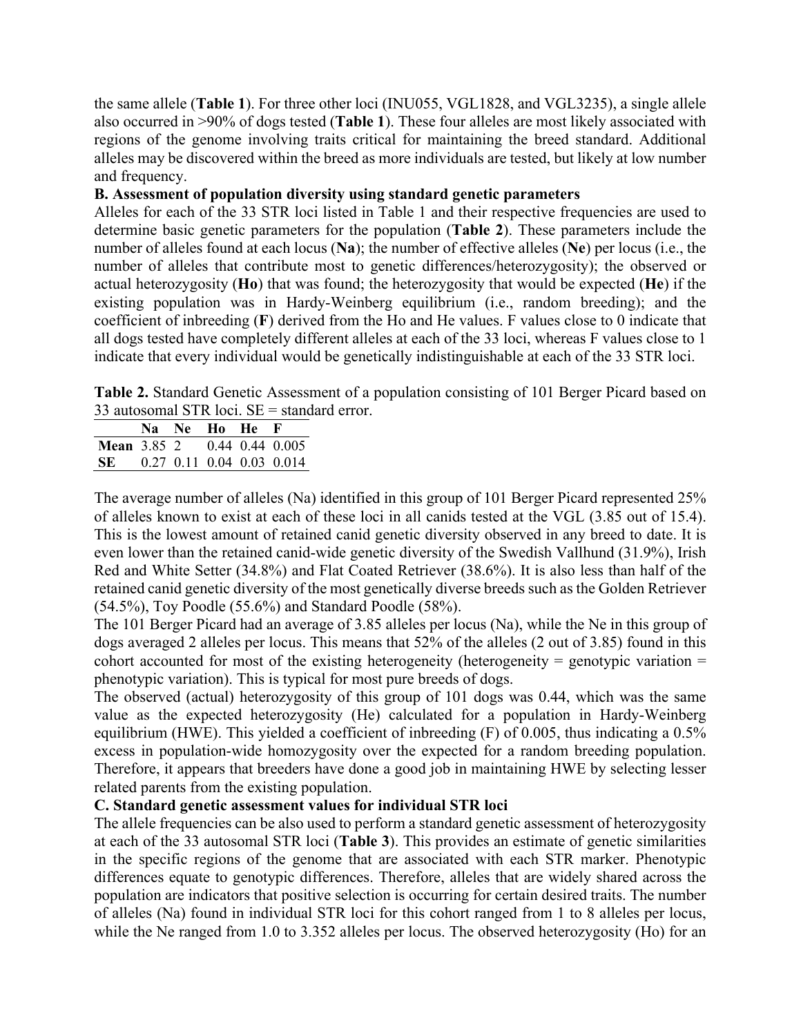the same allele (**Table 1**). For three other loci (INU055, VGL1828, and VGL3235), a single allele also occurred in >90% of dogs tested (**Table 1**). These four alleles are most likely associated with regions of the genome involving traits critical for maintaining the breed standard. Additional alleles may be discovered within the breed as more individuals are tested, but likely at low number and frequency.

**B. Assessment of population diversity using standard genetic parameters**

Alleles for each of the 33 STR loci listed in Table 1 and their respective frequencies are used to determine basic genetic parameters for the population (**Table 2**). These parameters include the number of alleles found at each locus (**Na**); the number of effective alleles (**Ne**) per locus (i.e., the number of alleles that contribute most to genetic differences/heterozygosity); the observed or actual heterozygosity (**Ho**) that was found; the heterozygosity that would be expected (**He**) if the existing population was in Hardy-Weinberg equilibrium (i.e., random breeding); and the coefficient of inbreeding (**F**) derived from the Ho and He values. F values close to 0 indicate that all dogs tested have completely different alleles at each of the 33 loci, whereas F values close to 1 indicate that every individual would be genetically indistinguishable at each of the 33 STR loci.

**Table 2.** Standard Genetic Assessment of a population consisting of 101 Berger Picard based on 33 autosomal STR loci. SE = standard error.

| | Na | Ne | Ho | He | F |
|---|---|---|---|---|---|
| **Mean** | 3.85 | 2 | 0.44 | 0.44 | 0.005 |
| **SE** | 0.27 | 0.11 | 0.04 | 0.03 | 0.014 |

The average number of alleles (Na) identified in this group of 101 Berger Picard represented 25% of alleles known to exist at each of these loci in all canids tested at the VGL (3.85 out of 15.4). This is the lowest amount of retained canid genetic diversity observed in any breed to date. It is even lower than the retained canid-wide genetic diversity of the Swedish Vallhund (31.9%), Irish Red and White Setter (34.8%) and Flat Coated Retriever (38.6%). It is also less than half of the retained canid genetic diversity of the most genetically diverse breeds such as the Golden Retriever (54.5%), Toy Poodle (55.6%) and Standard Poodle (58%).

The 101 Berger Picard had an average of 3.85 alleles per locus (Na), while the Ne in this group of dogs averaged 2 alleles per locus. This means that 52% of the alleles (2 out of 3.85) found in this cohort accounted for most of the existing heterogeneity (heterogeneity = genotypic variation = phenotypic variation). This is typical for most pure breeds of dogs.

The observed (actual) heterozygosity of this group of 101 dogs was 0.44, which was the same value as the expected heterozygosity (He) calculated for a population in Hardy-Weinberg equilibrium (HWE). This yielded a coefficient of inbreeding (F) of 0.005, thus indicating a 0.5% excess in population-wide homozygosity over the expected for a random breeding population. Therefore, it appears that breeders have done a good job in maintaining HWE by selecting lesser related parents from the existing population.

**C. Standard genetic assessment values for individual STR loci**

The allele frequencies can be also used to perform a standard genetic assessment of heterozygosity at each of the 33 autosomal STR loci (**Table 3**). This provides an estimate of genetic similarities in the specific regions of the genome that are associated with each STR marker. Phenotypic differences equate to genotypic differences. Therefore, alleles that are widely shared across the population are indicators that positive selection is occurring for certain desired traits. The number of alleles (Na) found in individual STR loci for this cohort ranged from 1 to 8 alleles per locus, while the Ne ranged from 1.0 to 3.352 alleles per locus. The observed heterozygosity (Ho) for an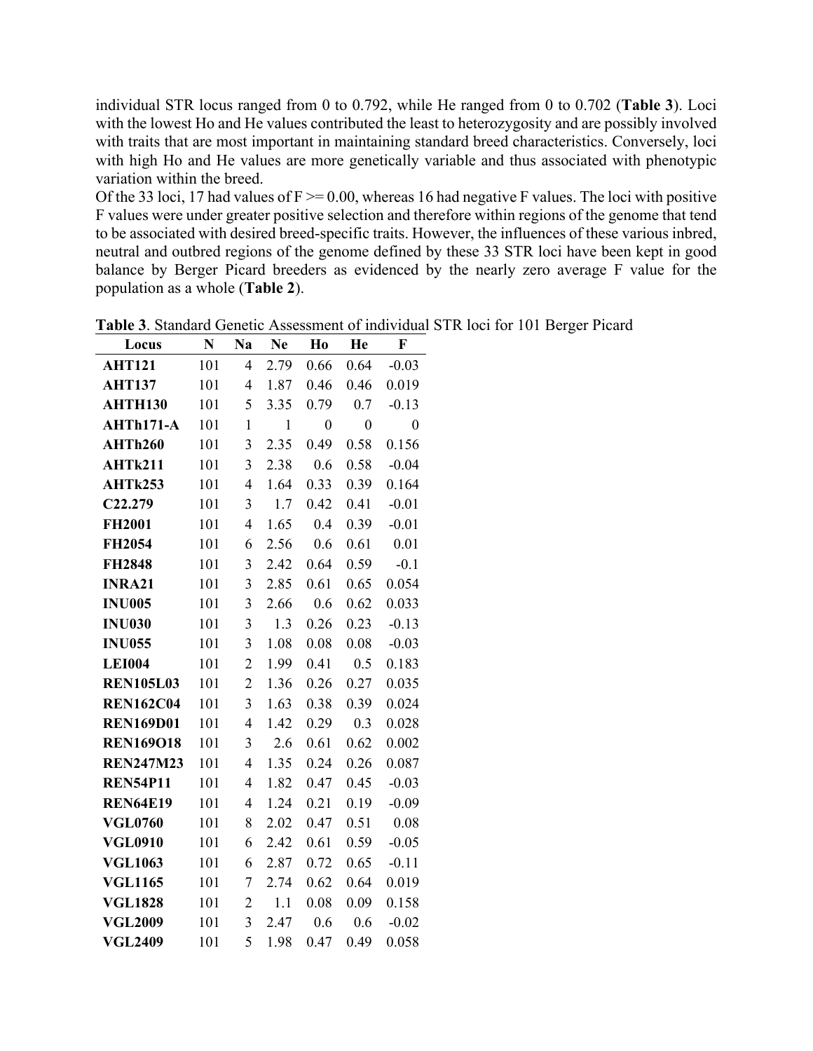individual STR locus ranged from 0 to 0.792, while He ranged from 0 to 0.702 (**Table 3**). Loci with the lowest Ho and He values contributed the least to heterozygosity and are possibly involved with traits that are most important in maintaining standard breed characteristics. Conversely, loci with high Ho and He values are more genetically variable and thus associated with phenotypic variation within the breed.

Of the 33 loci, 17 had values of F >= 0.00, whereas 16 had negative F values. The loci with positive F values were under greater positive selection and therefore within regions of the genome that tend to be associated with desired breed-specific traits. However, the influences of these various inbred, neutral and outbred regions of the genome defined by these 33 STR loci have been kept in good balance by Berger Picard breeders as evidenced by the nearly zero average F value for the population as a whole (**Table 2**).

**Table 3**. Standard Genetic Assessment of individual STR loci for 101 Berger Picard

| Locus | N | Na | Ne | Ho | He | F |
|---|---|---|---|---|---|---|
| **AHT121** | 101 | 4 | 2.79 | 0.66 | 0.64 | -0.03 |
| **AHT137** | 101 | 4 | 1.87 | 0.46 | 0.46 | 0.019 |
| **AHTH130** | 101 | 5 | 3.35 | 0.79 | 0.7 | -0.13 |
| **AHTh171-A** | 101 | 1 | 1 | 0 | 0 | 0 |
| **AHTh260** | 101 | 3 | 2.35 | 0.49 | 0.58 | 0.156 |
| **AHTk211** | 101 | 3 | 2.38 | 0.6 | 0.58 | -0.04 |
| **AHTk253** | 101 | 4 | 1.64 | 0.33 | 0.39 | 0.164 |
| **C22.279** | 101 | 3 | 1.7 | 0.42 | 0.41 | -0.01 |
| **FH2001** | 101 | 4 | 1.65 | 0.4 | 0.39 | -0.01 |
| **FH2054** | 101 | 6 | 2.56 | 0.6 | 0.61 | 0.01 |
| **FH2848** | 101 | 3 | 2.42 | 0.64 | 0.59 | -0.1 |
| **INRA21** | 101 | 3 | 2.85 | 0.61 | 0.65 | 0.054 |
| **INU005** | 101 | 3 | 2.66 | 0.6 | 0.62 | 0.033 |
| **INU030** | 101 | 3 | 1.3 | 0.26 | 0.23 | -0.13 |
| **INU055** | 101 | 3 | 1.08 | 0.08 | 0.08 | -0.03 |
| **LEI004** | 101 | 2 | 1.99 | 0.41 | 0.5 | 0.183 |
| **REN105L03** | 101 | 2 | 1.36 | 0.26 | 0.27 | 0.035 |
| **REN162C04** | 101 | 3 | 1.63 | 0.38 | 0.39 | 0.024 |
| **REN169D01** | 101 | 4 | 1.42 | 0.29 | 0.3 | 0.028 |
| **REN169O18** | 101 | 3 | 2.6 | 0.61 | 0.62 | 0.002 |
| **REN247M23** | 101 | 4 | 1.35 | 0.24 | 0.26 | 0.087 |
| **REN54P11** | 101 | 4 | 1.82 | 0.47 | 0.45 | -0.03 |
| **REN64E19** | 101 | 4 | 1.24 | 0.21 | 0.19 | -0.09 |
| **VGL0760** | 101 | 8 | 2.02 | 0.47 | 0.51 | 0.08 |
| **VGL0910** | 101 | 6 | 2.42 | 0.61 | 0.59 | -0.05 |
| **VGL1063** | 101 | 6 | 2.87 | 0.72 | 0.65 | -0.11 |
| **VGL1165** | 101 | 7 | 2.74 | 0.62 | 0.64 | 0.019 |
| **VGL1828** | 101 | 2 | 1.1 | 0.08 | 0.09 | 0.158 |
| **VGL2009** | 101 | 3 | 2.47 | 0.6 | 0.6 | -0.02 |
| **VGL2409** | 101 | 5 | 1.98 | 0.47 | 0.49 | 0.058 |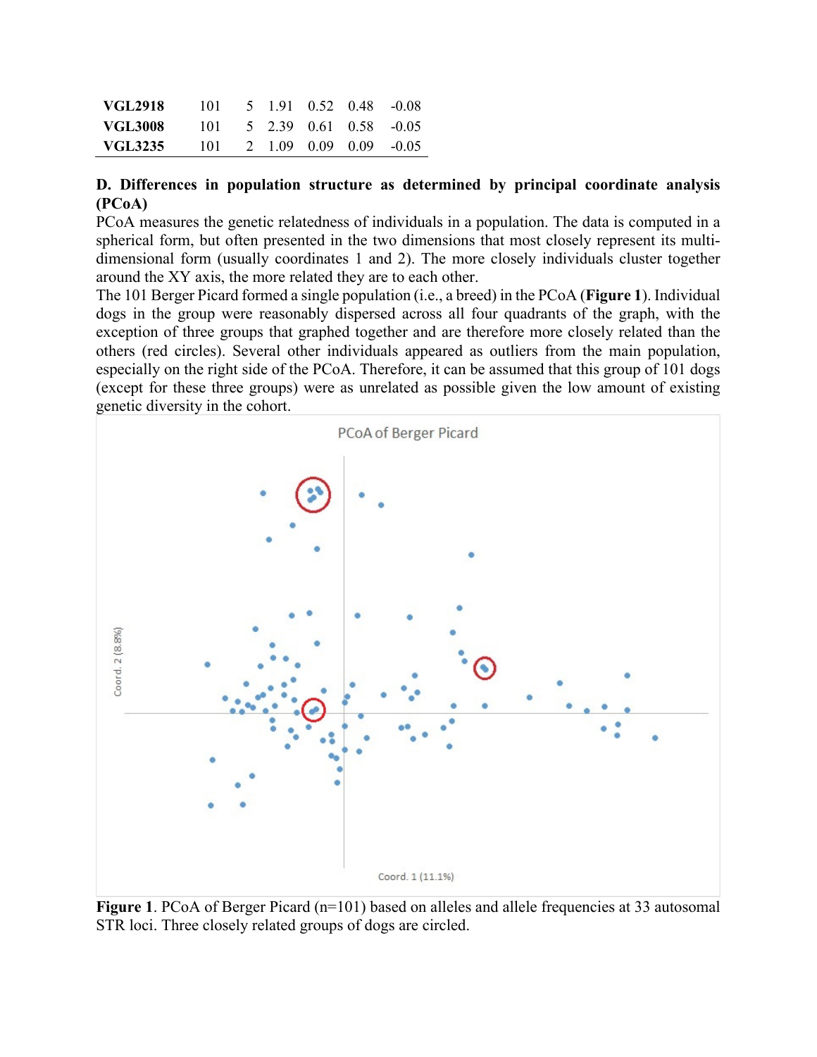| | | | | | | |
|---|---|---|---|---|---|---|
| **VGL2918** | 101 | 5 | 1.91 | 0.52 | 0.48 | -0.08 |
| **VGL3008** | 101 | 5 | 2.39 | 0.61 | 0.58 | -0.05 |
| **VGL3235** | 101 | 2 | 1.09 | 0.09 | 0.09 | -0.05 |

**D. Differences in population structure as determined by principal coordinate analysis (PCoA)**

PCoA measures the genetic relatedness of individuals in a population. The data is computed in a spherical form, but often presented in the two dimensions that most closely represent its multi-dimensional form (usually coordinates 1 and 2). The more closely individuals cluster together around the XY axis, the more related they are to each other.

The 101 Berger Picard formed a single population (i.e., a breed) in the PCoA (**Figure 1**). Individual dogs in the group were reasonably dispersed across all four quadrants of the graph, with the exception of three groups that graphed together and are therefore more closely related than the others (red circles). Several other individuals appeared as outliers from the main population, especially on the right side of the PCoA. Therefore, it can be assumed that this group of 101 dogs (except for these three groups) were as unrelated as possible given the low amount of existing genetic diversity in the cohort.

**Figure 1**. PCoA of Berger Picard (n=101) based on alleles and allele frequencies at 33 autosomal STR loci. Three closely related groups of dogs are circled.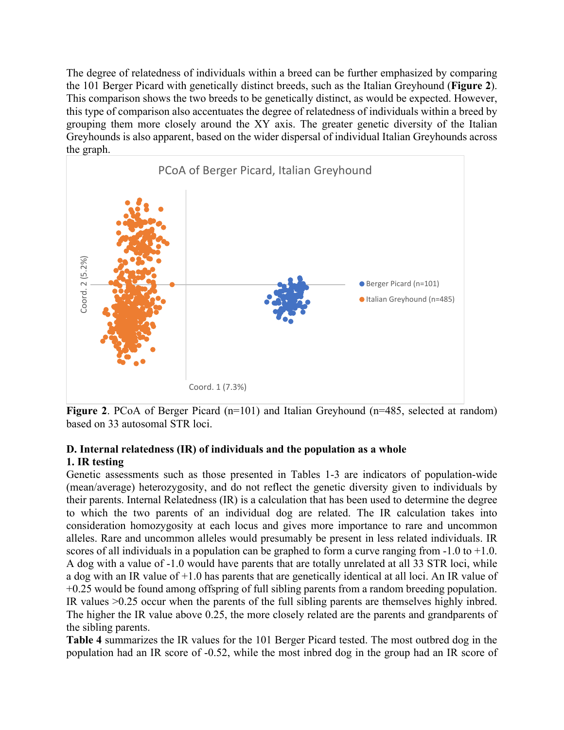The degree of relatedness of individuals within a breed can be further emphasized by comparing the 101 Berger Picard with genetically distinct breeds, such as the Italian Greyhound (**Figure 2**). This comparison shows the two breeds to be genetically distinct, as would be expected. However, this type of comparison also accentuates the degree of relatedness of individuals within a breed by grouping them more closely around the XY axis. The greater genetic diversity of the Italian Greyhounds is also apparent, based on the wider dispersal of individual Italian Greyhounds across the graph.

**Figure 2**. PCoA of Berger Picard (n=101) and Italian Greyhound (n=485, selected at random) based on 33 autosomal STR loci.

**D. Internal relatedness (IR) of individuals and the population as a whole**

**1. IR testing**

Genetic assessments such as those presented in Tables 1-3 are indicators of population-wide (mean/average) heterozygosity, and do not reflect the genetic diversity given to individuals by their parents. Internal Relatedness (IR) is a calculation that has been used to determine the degree to which the two parents of an individual dog are related. The IR calculation takes into consideration homozygosity at each locus and gives more importance to rare and uncommon alleles. Rare and uncommon alleles would presumably be present in less related individuals. IR scores of all individuals in a population can be graphed to form a curve ranging from -1.0 to +1.0. A dog with a value of -1.0 would have parents that are totally unrelated at all 33 STR loci, while a dog with an IR value of +1.0 has parents that are genetically identical at all loci. An IR value of +0.25 would be found among offspring of full sibling parents from a random breeding population. IR values >0.25 occur when the parents of the full sibling parents are themselves highly inbred. The higher the IR value above 0.25, the more closely related are the parents and grandparents of the sibling parents.

**Table 4** summarizes the IR values for the 101 Berger Picard tested. The most outbred dog in the population had an IR score of -0.52, while the most inbred dog in the group had an IR score of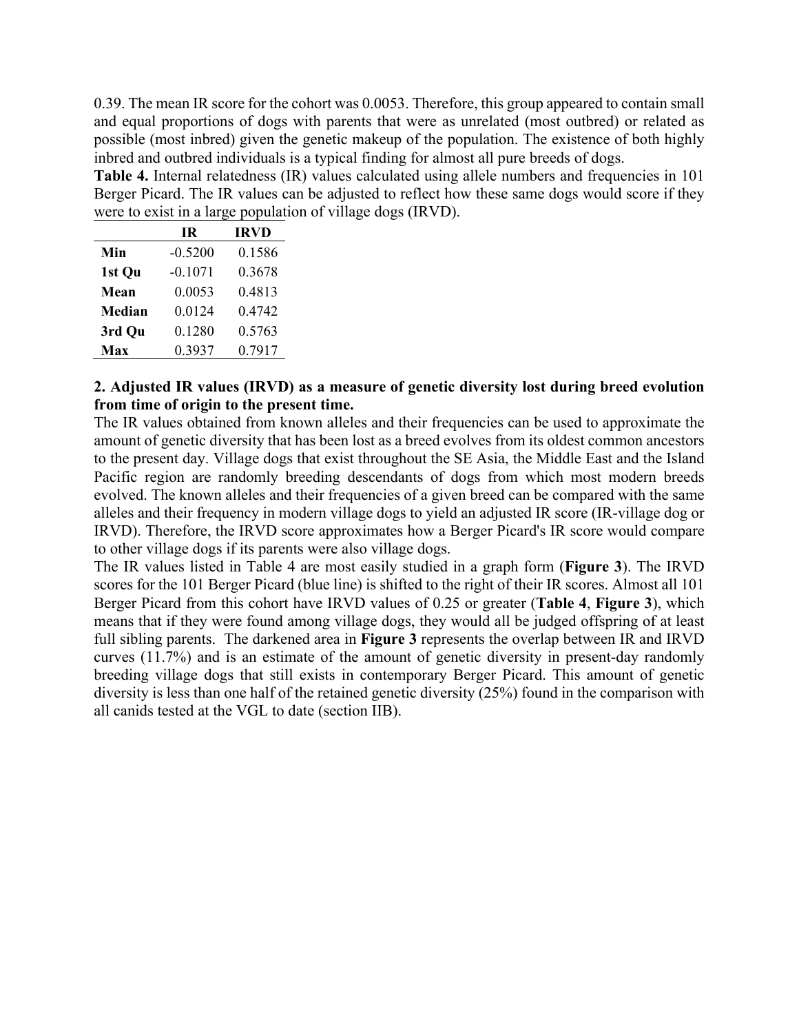0.39. The mean IR score for the cohort was 0.0053. Therefore, this group appeared to contain small and equal proportions of dogs with parents that were as unrelated (most outbred) or related as possible (most inbred) given the genetic makeup of the population. The existence of both highly inbred and outbred individuals is a typical finding for almost all pure breeds of dogs.

**Table 4.** Internal relatedness (IR) values calculated using allele numbers and frequencies in 101 Berger Picard. The IR values can be adjusted to reflect how these same dogs would score if they were to exist in a large population of village dogs (IRVD).

| | IR | IRVD |
|---|---|---|
| **Min** | -0.5200 | 0.1586 |
| **1st Qu** | -0.1071 | 0.3678 |
| **Mean** | 0.0053 | 0.4813 |
| **Median** | 0.0124 | 0.4742 |
| **3rd Qu** | 0.1280 | 0.5763 |
| **Max** | 0.3937 | 0.7917 |

**2. Adjusted IR values (IRVD) as a measure of genetic diversity lost during breed evolution from time of origin to the present time.**

The IR values obtained from known alleles and their frequencies can be used to approximate the amount of genetic diversity that has been lost as a breed evolves from its oldest common ancestors to the present day. Village dogs that exist throughout the SE Asia, the Middle East and the Island Pacific region are randomly breeding descendants of dogs from which most modern breeds evolved. The known alleles and their frequencies of a given breed can be compared with the same alleles and their frequency in modern village dogs to yield an adjusted IR score (IR-village dog or IRVD). Therefore, the IRVD score approximates how a Berger Picard's IR score would compare to other village dogs if its parents were also village dogs.

The IR values listed in Table 4 are most easily studied in a graph form (**Figure 3**). The IRVD scores for the 101 Berger Picard (blue line) is shifted to the right of their IR scores. Almost all 101 Berger Picard from this cohort have IRVD values of 0.25 or greater (**Table 4**, **Figure 3**), which means that if they were found among village dogs, they would all be judged offspring of at least full sibling parents. The darkened area in **Figure 3** represents the overlap between IR and IRVD curves (11.7%) and is an estimate of the amount of genetic diversity in present-day randomly breeding village dogs that still exists in contemporary Berger Picard. This amount of genetic diversity is less than one half of the retained genetic diversity (25%) found in the comparison with all canids tested at the VGL to date (section IIB).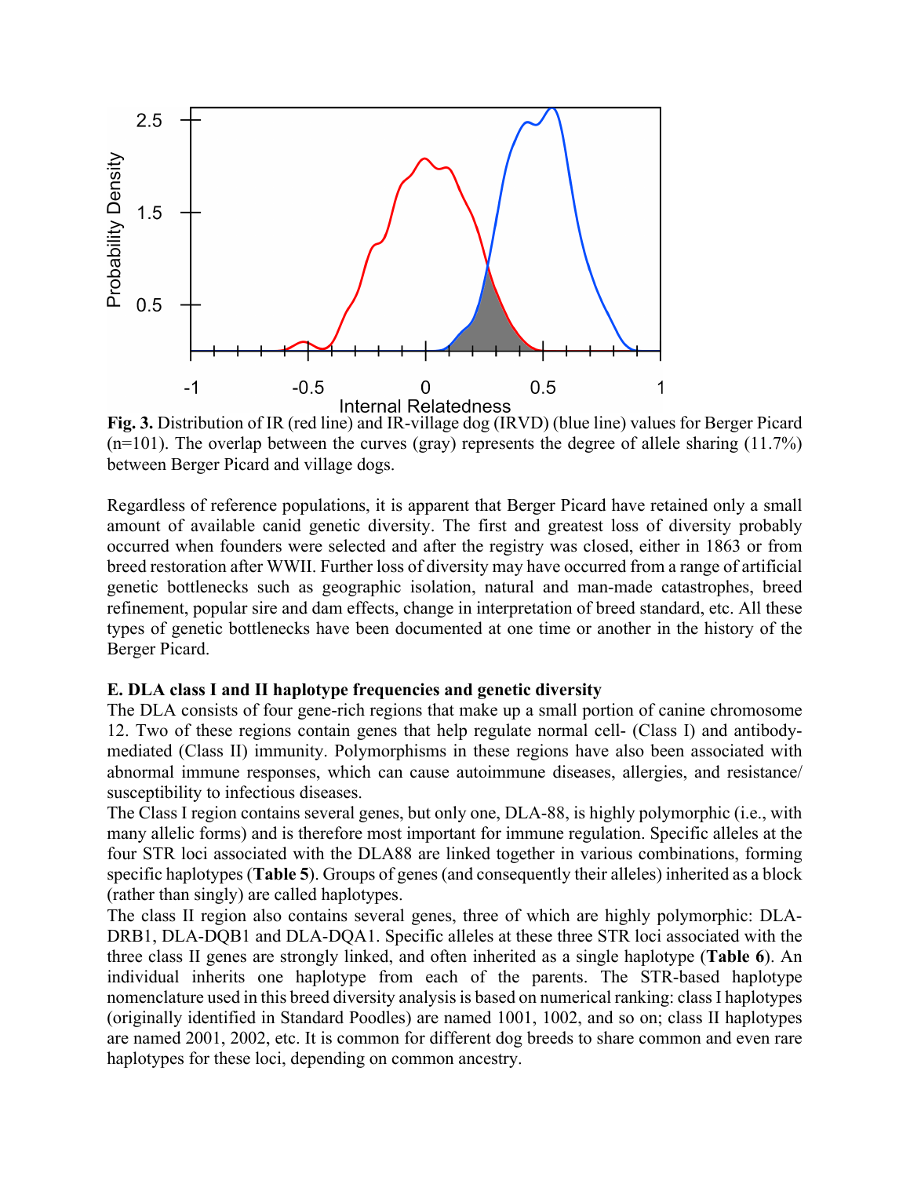**Fig. 3.** Distribution of IR (red line) and IR-village dog (IRVD) (blue line) values for Berger Picard (n=101). The overlap between the curves (gray) represents the degree of allele sharing (11.7%) between Berger Picard and village dogs.

Regardless of reference populations, it is apparent that Berger Picard have retained only a small amount of available canid genetic diversity. The first and greatest loss of diversity probably occurred when founders were selected and after the registry was closed, either in 1863 or from breed restoration after WWII. Further loss of diversity may have occurred from a range of artificial genetic bottlenecks such as geographic isolation, natural and man-made catastrophes, breed refinement, popular sire and dam effects, change in interpretation of breed standard, etc. All these types of genetic bottlenecks have been documented at one time or another in the history of the Berger Picard.

**E. DLA class I and II haplotype frequencies and genetic diversity**

The DLA consists of four gene-rich regions that make up a small portion of canine chromosome 12. Two of these regions contain genes that help regulate normal cell- (Class I) and antibody-mediated (Class II) immunity. Polymorphisms in these regions have also been associated with abnormal immune responses, which can cause autoimmune diseases, allergies, and resistance/susceptibility to infectious diseases.

The Class I region contains several genes, but only one, DLA-88, is highly polymorphic (i.e., with many allelic forms) and is therefore most important for immune regulation. Specific alleles at the four STR loci associated with the DLA88 are linked together in various combinations, forming specific haplotypes (**Table 5**). Groups of genes (and consequently their alleles) inherited as a block (rather than singly) are called haplotypes.

The class II region also contains several genes, three of which are highly polymorphic: DLA-DRB1, DLA-DQB1 and DLA-DQA1. Specific alleles at these three STR loci associated with the three class II genes are strongly linked, and often inherited as a single haplotype (**Table 6**). An individual inherits one haplotype from each of the parents. The STR-based haplotype nomenclature used in this breed diversity analysis is based on numerical ranking: class I haplotypes (originally identified in Standard Poodles) are named 1001, 1002, and so on; class II haplotypes are named 2001, 2002, etc. It is common for different dog breeds to share common and even rare haplotypes for these loci, depending on common ancestry.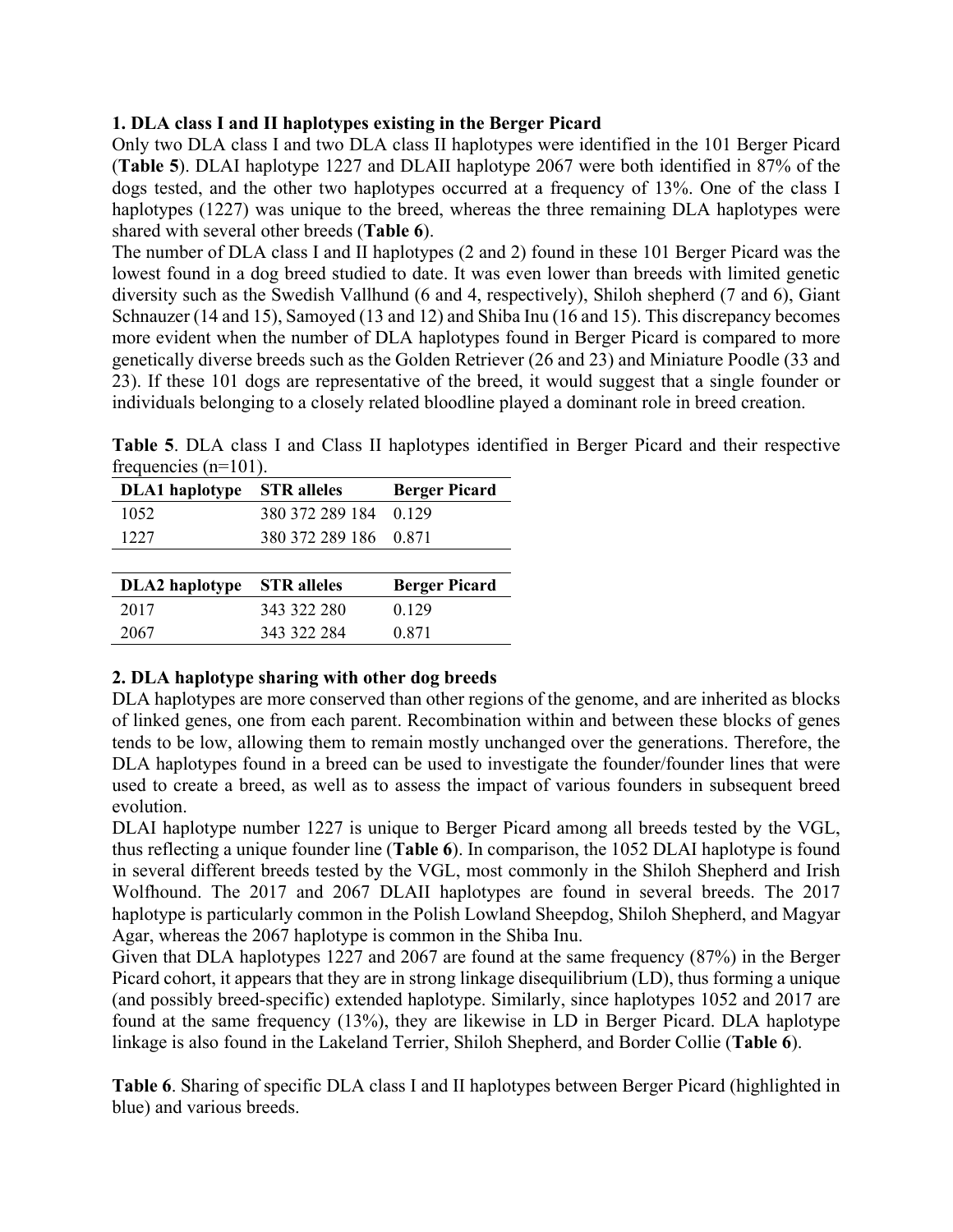## 1. DLA class I and II haplotypes existing in the Berger Picard

Only two DLA class I and two DLA class II haplotypes were identified in the 101 Berger Picard (**Table 5**). DLAI haplotype 1227 and DLAII haplotype 2067 were both identified in 87% of the dogs tested, and the other two haplotypes occurred at a frequency of 13%. One of the class I haplotypes (1227) was unique to the breed, whereas the three remaining DLA haplotypes were shared with several other breeds (**Table 6**).

The number of DLA class I and II haplotypes (2 and 2) found in these 101 Berger Picard was the lowest found in a dog breed studied to date. It was even lower than breeds with limited genetic diversity such as the Swedish Vallhund (6 and 4, respectively), Shiloh shepherd (7 and 6), Giant Schnauzer (14 and 15), Samoyed (13 and 12) and Shiba Inu (16 and 15). This discrepancy becomes more evident when the number of DLA haplotypes found in Berger Picard is compared to more genetically diverse breeds such as the Golden Retriever (26 and 23) and Miniature Poodle (33 and 23). If these 101 dogs are representative of the breed, it would suggest that a single founder or individuals belonging to a closely related bloodline played a dominant role in breed creation.

**Table 5**. DLA class I and Class II haplotypes identified in Berger Picard and their respective frequencies (n=101).

| DLA1 haplotype | STR alleles | Berger Picard |
|---|---|---|
| 1052 | 380 372 289 184 | 0.129 |
| 1227 | 380 372 289 186 | 0.871 |

| DLA2 haplotype | STR alleles | Berger Picard |
|---|---|---|
| 2017 | 343 322 280 | 0.129 |
| 2067 | 343 322 284 | 0.871 |

## 2. DLA haplotype sharing with other dog breeds

DLA haplotypes are more conserved than other regions of the genome, and are inherited as blocks of linked genes, one from each parent. Recombination within and between these blocks of genes tends to be low, allowing them to remain mostly unchanged over the generations. Therefore, the DLA haplotypes found in a breed can be used to investigate the founder/founder lines that were used to create a breed, as well as to assess the impact of various founders in subsequent breed evolution.

DLAI haplotype number 1227 is unique to Berger Picard among all breeds tested by the VGL, thus reflecting a unique founder line (**Table 6**). In comparison, the 1052 DLAI haplotype is found in several different breeds tested by the VGL, most commonly in the Shiloh Shepherd and Irish Wolfhound. The 2017 and 2067 DLAII haplotypes are found in several breeds. The 2017 haplotype is particularly common in the Polish Lowland Sheepdog, Shiloh Shepherd, and Magyar Agar, whereas the 2067 haplotype is common in the Shiba Inu.

Given that DLA haplotypes 1227 and 2067 are found at the same frequency (87%) in the Berger Picard cohort, it appears that they are in strong linkage disequilibrium (LD), thus forming a unique (and possibly breed-specific) extended haplotype. Similarly, since haplotypes 1052 and 2017 are found at the same frequency (13%), they are likewise in LD in Berger Picard. DLA haplotype linkage is also found in the Lakeland Terrier, Shiloh Shepherd, and Border Collie (**Table 6**).

**Table 6**. Sharing of specific DLA class I and II haplotypes between Berger Picard (highlighted in blue) and various breeds.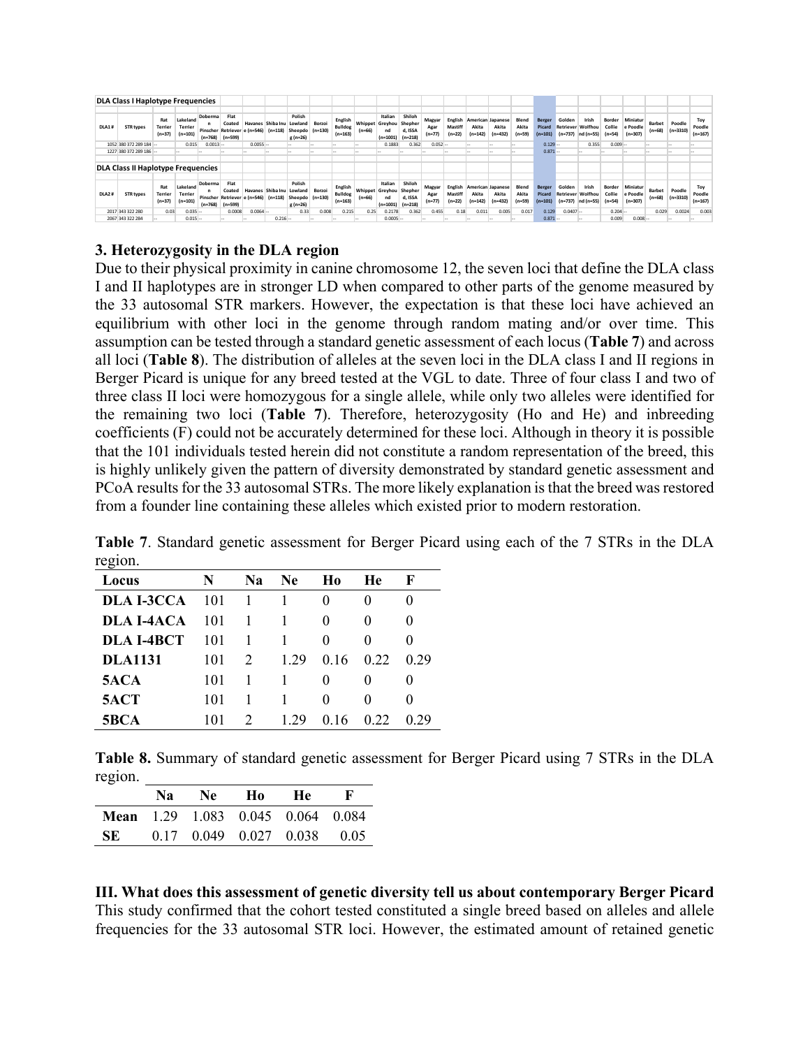**DLA Class I Haplotype Frequencies**

| DLA1 # | STR types | Rat Terrier (n=37) | Lakeland Terrier (n=101) | Doberman Pinscher (n=768) | Flat Coated Retriever (n=599) | Havanese (n=546) | Shiba Inu (n=118) | Polish Lowland Sheepdog (n=26) | Borzoi (n=130) | English Bulldog (n=163) | Whippet (n=66) | Italian Greyhound (n=1001) | Shiloh Shepherd, ISSA (n=218) | Magyar Agar (n=77) | English Mastiff (n=22) | American Akita (n=142) | Japanese Akita (n=432) | Blend Akita (n=59) | Berger Picard (n=101) | Golden Retriever (n=737) | Irish Wolfhound (n=55) | Border Collie (n=54) | Miniature Poodle (n=307) | Barbet (n=68) | Poodle (n=3310) | Toy Poodle (n=167) |
|---|---|---|---|---|---|---|---|---|---|---|---|---|---|---|---|---|---|---|---|---|---|---|---|---|---|---|
| 1052 | 380 372 289 184 | -- | 0.015 | 0.0013 | -- | 0.0055 | -- | -- | -- | -- | -- | 0.1883 | 0.362 | 0.052 | -- | -- | -- | -- | 0.129 | -- | 0.355 | 0.009 | -- | -- | -- | -- |
| 1227 | 380 372 289 186 | -- | -- | -- | -- | -- | -- | -- | -- | -- | -- | -- | -- | -- | -- | -- | -- | -- | 0.871 | -- | -- | -- | -- | -- | -- | -- |

**DLA Class II Haplotype Frequencies**

| DLA2 # | STR types | Rat Terrier (n=37) | Lakeland Terrier (n=101) | Doberman Pinscher (n=768) | Flat Coated Retriever (n=599) | Havanese (n=546) | Shiba Inu (n=118) | Polish Lowland Sheepdog (n=26) | Borzoi (n=130) | English Bulldog (n=163) | Whippet (n=66) | Italian Greyhound (n=1001) | Shiloh Shepherd, ISSA (n=218) | Magyar Agar (n=77) | English Mastiff (n=22) | American Akita (n=142) | Japanese Akita (n=432) | Blend Akita (n=59) | Berger Picard (n=101) | Golden Retriever (n=737) | Irish Wolfhound (n=55) | Border Collie (n=54) | Miniature Poodle (n=307) | Barbet (n=68) | Poodle (n=3310) | Toy Poodle (n=167) |
|---|---|---|---|---|---|---|---|---|---|---|---|---|---|---|---|---|---|---|---|---|---|---|---|---|---|---|
| 2017 | 343 322 280 | 0.03 | 0.035 | -- | 0.0008 | 0.0064 | -- | 0.33 | 0.008 | 0.215 | 0.25 | 0.2178 | 0.362 | 0.455 | 0.18 | 0.011 | 0.005 | 0.017 | 0.129 | 0.0407 | -- | 0.204 | -- | 0.029 | 0.0024 | 0.003 |
| 2067 | 343 322 284 | -- | 0.015 | -- | -- | -- | 0.216 | -- | -- | -- | -- | 0.0005 | -- | -- | -- | -- | -- | -- | 0.871 | -- | -- | 0.009 | 0.008 | -- | -- | -- |

### 3. Heterozygosity in the DLA region

Due to their physical proximity in canine chromosome 12, the seven loci that define the DLA class I and II haplotypes are in stronger LD when compared to other parts of the genome measured by the 33 autosomal STR markers. However, the expectation is that these loci have achieved an equilibrium with other loci in the genome through random mating and/or over time. This assumption can be tested through a standard genetic assessment of each locus (**Table 7**) and across all loci (**Table 8**). The distribution of alleles at the seven loci in the DLA class I and II regions in Berger Picard is unique for any breed tested at the VGL to date. Three of four class I and two of three class II loci were homozygous for a single allele, while only two alleles were identified for the remaining two loci (**Table 7**). Therefore, heterozygosity (Ho and He) and inbreeding coefficients (F) could not be accurately determined for these loci. Although in theory it is possible that the 101 individuals tested herein did not constitute a random representation of the breed, this is highly unlikely given the pattern of diversity demonstrated by standard genetic assessment and PCoA results for the 33 autosomal STRs. The more likely explanation is that the breed was restored from a founder line containing these alleles which existed prior to modern restoration.

**Table 7**. Standard genetic assessment for Berger Picard using each of the 7 STRs in the DLA region.

| Locus | N | Na | Ne | Ho | He | F |
|---|---|---|---|---|---|---|
| **DLA I-3CCA** | 101 | 1 | 1 | 0 | 0 | 0 |
| **DLA I-4ACA** | 101 | 1 | 1 | 0 | 0 | 0 |
| **DLA I-4BCT** | 101 | 1 | 1 | 0 | 0 | 0 |
| **DLA1131** | 101 | 2 | 1.29 | 0.16 | 0.22 | 0.29 |
| **5ACA** | 101 | 1 | 1 | 0 | 0 | 0 |
| **5ACT** | 101 | 1 | 1 | 0 | 0 | 0 |
| **5BCA** | 101 | 2 | 1.29 | 0.16 | 0.22 | 0.29 |

**Table 8.** Summary of standard genetic assessment for Berger Picard using 7 STRs in the DLA region.

| | Na | Ne | Ho | He | F |
|---|---|---|---|---|---|
| **Mean** | 1.29 | 1.083 | 0.045 | 0.064 | 0.084 |
| **SE** | 0.17 | 0.049 | 0.027 | 0.038 | 0.05 |

## III. What does this assessment of genetic diversity tell us about contemporary Berger Picard

This study confirmed that the cohort tested constituted a single breed based on alleles and allele frequencies for the 33 autosomal STR loci. However, the estimated amount of retained genetic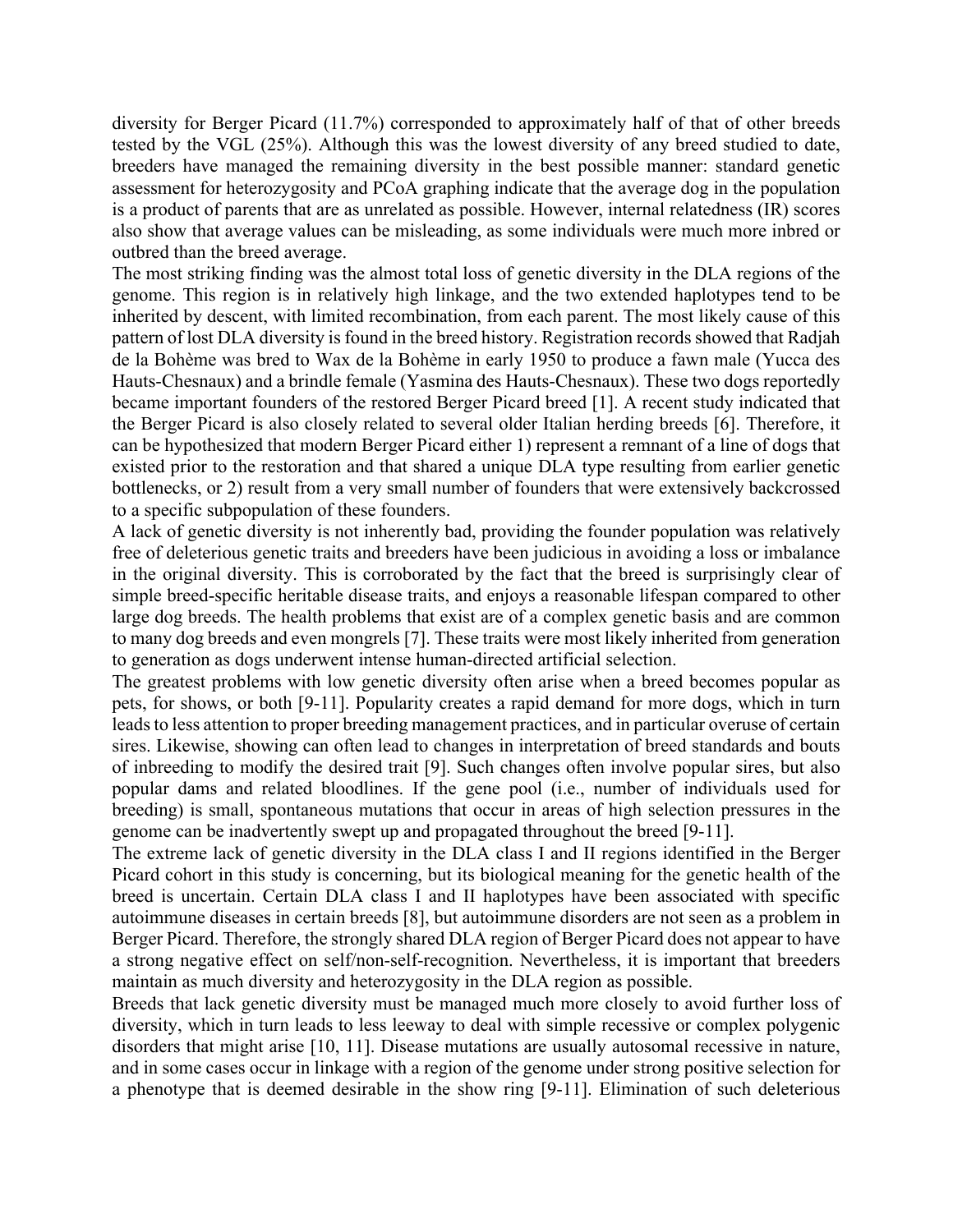diversity for Berger Picard (11.7%) corresponded to approximately half of that of other breeds tested by the VGL (25%). Although this was the lowest diversity of any breed studied to date, breeders have managed the remaining diversity in the best possible manner: standard genetic assessment for heterozygosity and PCoA graphing indicate that the average dog in the population is a product of parents that are as unrelated as possible. However, internal relatedness (IR) scores also show that average values can be misleading, as some individuals were much more inbred or outbred than the breed average.

The most striking finding was the almost total loss of genetic diversity in the DLA regions of the genome. This region is in relatively high linkage, and the two extended haplotypes tend to be inherited by descent, with limited recombination, from each parent. The most likely cause of this pattern of lost DLA diversity is found in the breed history. Registration records showed that Radjah de la Bohème was bred to Wax de la Bohème in early 1950 to produce a fawn male (Yucca des Hauts-Chesnaux) and a brindle female (Yasmina des Hauts-Chesnaux). These two dogs reportedly became important founders of the restored Berger Picard breed [1]. A recent study indicated that the Berger Picard is also closely related to several older Italian herding breeds [6]. Therefore, it can be hypothesized that modern Berger Picard either 1) represent a remnant of a line of dogs that existed prior to the restoration and that shared a unique DLA type resulting from earlier genetic bottlenecks, or 2) result from a very small number of founders that were extensively backcrossed to a specific subpopulation of these founders.

A lack of genetic diversity is not inherently bad, providing the founder population was relatively free of deleterious genetic traits and breeders have been judicious in avoiding a loss or imbalance in the original diversity. This is corroborated by the fact that the breed is surprisingly clear of simple breed-specific heritable disease traits, and enjoys a reasonable lifespan compared to other large dog breeds. The health problems that exist are of a complex genetic basis and are common to many dog breeds and even mongrels [7]. These traits were most likely inherited from generation to generation as dogs underwent intense human-directed artificial selection.

The greatest problems with low genetic diversity often arise when a breed becomes popular as pets, for shows, or both [9-11]. Popularity creates a rapid demand for more dogs, which in turn leads to less attention to proper breeding management practices, and in particular overuse of certain sires. Likewise, showing can often lead to changes in interpretation of breed standards and bouts of inbreeding to modify the desired trait [9]. Such changes often involve popular sires, but also popular dams and related bloodlines. If the gene pool (i.e., number of individuals used for breeding) is small, spontaneous mutations that occur in areas of high selection pressures in the genome can be inadvertently swept up and propagated throughout the breed [9-11].

The extreme lack of genetic diversity in the DLA class I and II regions identified in the Berger Picard cohort in this study is concerning, but its biological meaning for the genetic health of the breed is uncertain. Certain DLA class I and II haplotypes have been associated with specific autoimmune diseases in certain breeds [8], but autoimmune disorders are not seen as a problem in Berger Picard. Therefore, the strongly shared DLA region of Berger Picard does not appear to have a strong negative effect on self/non-self-recognition. Nevertheless, it is important that breeders maintain as much diversity and heterozygosity in the DLA region as possible.

Breeds that lack genetic diversity must be managed much more closely to avoid further loss of diversity, which in turn leads to less leeway to deal with simple recessive or complex polygenic disorders that might arise [10, 11]. Disease mutations are usually autosomal recessive in nature, and in some cases occur in linkage with a region of the genome under strong positive selection for a phenotype that is deemed desirable in the show ring [9-11]. Elimination of such deleterious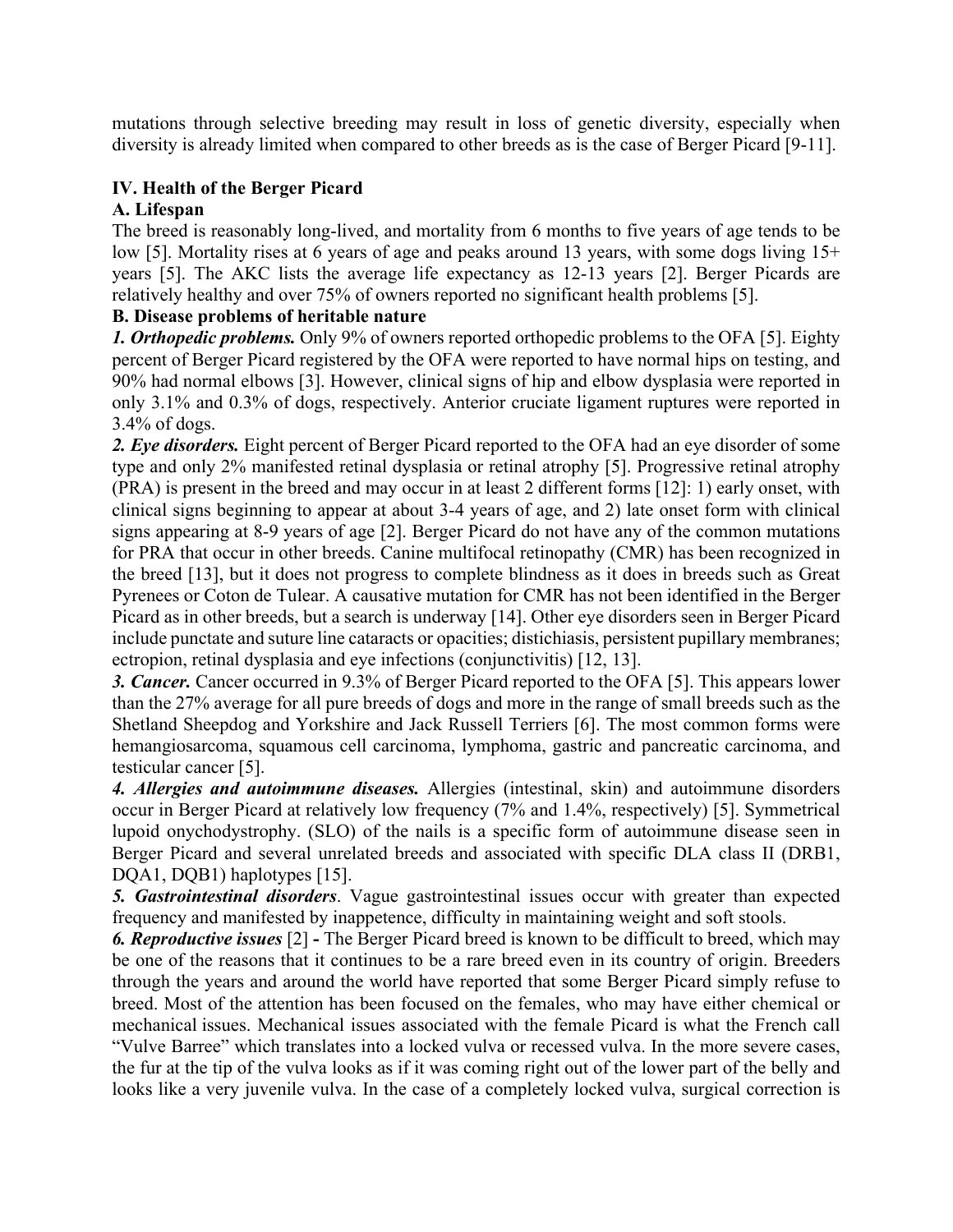mutations through selective breeding may result in loss of genetic diversity, especially when diversity is already limited when compared to other breeds as is the case of Berger Picard [9-11].

## IV. Health of the Berger Picard

### A. Lifespan

The breed is reasonably long-lived, and mortality from 6 months to five years of age tends to be low [5]. Mortality rises at 6 years of age and peaks around 13 years, with some dogs living 15+ years [5]. The AKC lists the average life expectancy as 12-13 years [2]. Berger Picards are relatively healthy and over 75% of owners reported no significant health problems [5].

### B. Disease problems of heritable nature

***1. Orthopedic problems.*** Only 9% of owners reported orthopedic problems to the OFA [5]. Eighty percent of Berger Picard registered by the OFA were reported to have normal hips on testing, and 90% had normal elbows [3]. However, clinical signs of hip and elbow dysplasia were reported in only 3.1% and 0.3% of dogs, respectively. Anterior cruciate ligament ruptures were reported in 3.4% of dogs.

***2. Eye disorders.*** Eight percent of Berger Picard reported to the OFA had an eye disorder of some type and only 2% manifested retinal dysplasia or retinal atrophy [5]. Progressive retinal atrophy (PRA) is present in the breed and may occur in at least 2 different forms [12]: 1) early onset, with clinical signs beginning to appear at about 3-4 years of age, and 2) late onset form with clinical signs appearing at 8-9 years of age [2]. Berger Picard do not have any of the common mutations for PRA that occur in other breeds. Canine multifocal retinopathy (CMR) has been recognized in the breed [13], but it does not progress to complete blindness as it does in breeds such as Great Pyrenees or Coton de Tulear. A causative mutation for CMR has not been identified in the Berger Picard as in other breeds, but a search is underway [14]. Other eye disorders seen in Berger Picard include punctate and suture line cataracts or opacities; distichiasis, persistent pupillary membranes; ectropion, retinal dysplasia and eye infections (conjunctivitis) [12, 13].

***3. Cancer.*** Cancer occurred in 9.3% of Berger Picard reported to the OFA [5]. This appears lower than the 27% average for all pure breeds of dogs and more in the range of small breeds such as the Shetland Sheepdog and Yorkshire and Jack Russell Terriers [6]. The most common forms were hemangiosarcoma, squamous cell carcinoma, lymphoma, gastric and pancreatic carcinoma, and testicular cancer [5].

***4. Allergies and autoimmune diseases.*** Allergies (intestinal, skin) and autoimmune disorders occur in Berger Picard at relatively low frequency (7% and 1.4%, respectively) [5]. Symmetrical lupoid onychodystrophy. (SLO) of the nails is a specific form of autoimmune disease seen in Berger Picard and several unrelated breeds and associated with specific DLA class II (DRB1, DQA1, DQB1) haplotypes [15].

***5. Gastrointestinal disorders***. Vague gastrointestinal issues occur with greater than expected frequency and manifested by inappetence, difficulty in maintaining weight and soft stools.

***6. Reproductive issues*** [2] **-** The Berger Picard breed is known to be difficult to breed, which may be one of the reasons that it continues to be a rare breed even in its country of origin. Breeders through the years and around the world have reported that some Berger Picard simply refuse to breed. Most of the attention has been focused on the females, who may have either chemical or mechanical issues. Mechanical issues associated with the female Picard is what the French call "Vulve Barree" which translates into a locked vulva or recessed vulva. In the more severe cases, the fur at the tip of the vulva looks as if it was coming right out of the lower part of the belly and looks like a very juvenile vulva. In the case of a completely locked vulva, surgical correction is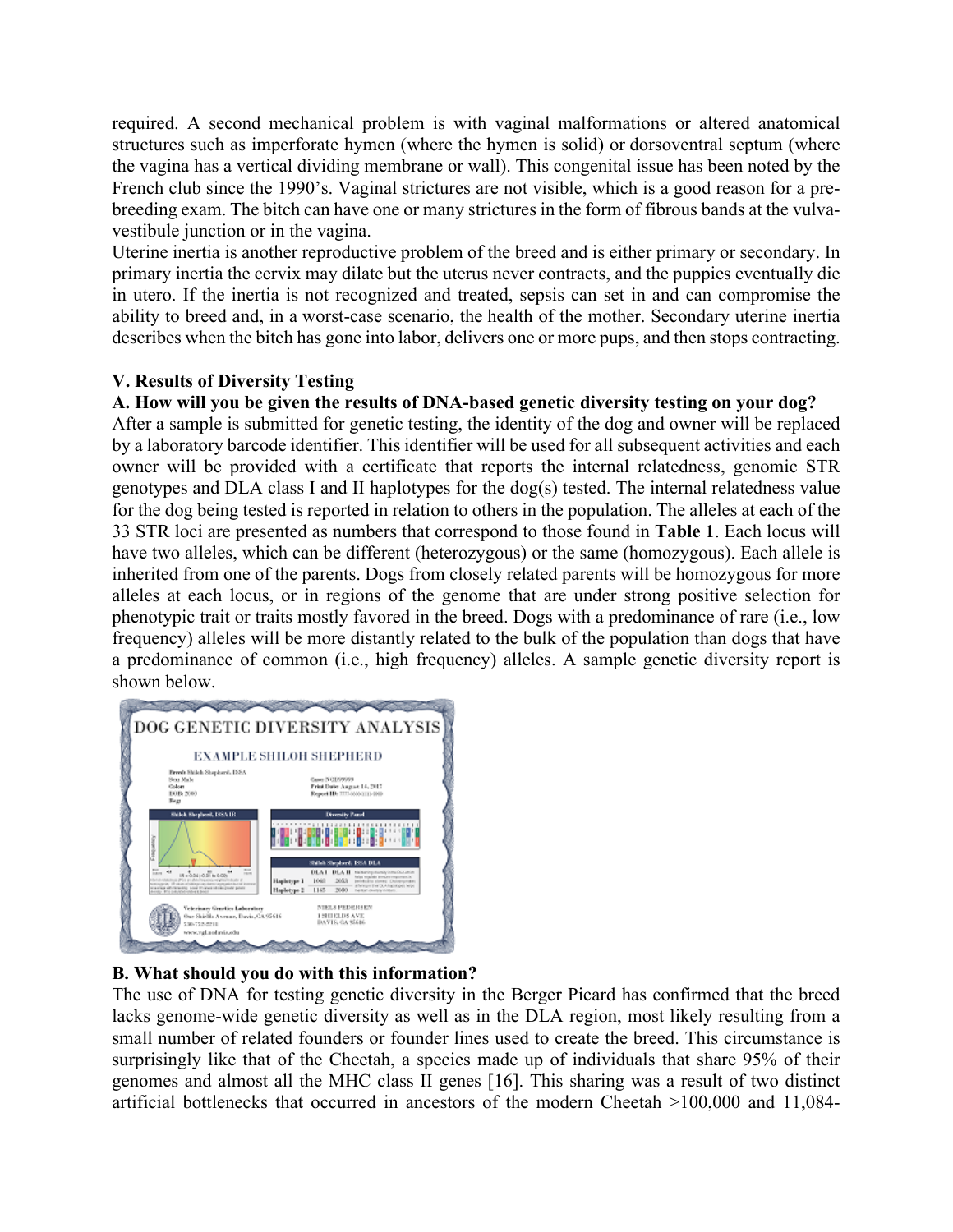required. A second mechanical problem is with vaginal malformations or altered anatomical structures such as imperforate hymen (where the hymen is solid) or dorsoventral septum (where the vagina has a vertical dividing membrane or wall). This congenital issue has been noted by the French club since the 1990's. Vaginal strictures are not visible, which is a good reason for a pre-breeding exam. The bitch can have one or many strictures in the form of fibrous bands at the vulva-vestibule junction or in the vagina.

Uterine inertia is another reproductive problem of the breed and is either primary or secondary. In primary inertia the cervix may dilate but the uterus never contracts, and the puppies eventually die in utero. If the inertia is not recognized and treated, sepsis can set in and can compromise the ability to breed and, in a worst-case scenario, the health of the mother. Secondary uterine inertia describes when the bitch has gone into labor, delivers one or more pups, and then stops contracting.

### V. Results of Diversity Testing

#### A. How will you be given the results of DNA-based genetic diversity testing on your dog?

After a sample is submitted for genetic testing, the identity of the dog and owner will be replaced by a laboratory barcode identifier. This identifier will be used for all subsequent activities and each owner will be provided with a certificate that reports the internal relatedness, genomic STR genotypes and DLA class I and II haplotypes for the dog(s) tested. The internal relatedness value for the dog being tested is reported in relation to others in the population. The alleles at each of the 33 STR loci are presented as numbers that correspond to those found in **Table 1**. Each locus will have two alleles, which can be different (heterozygous) or the same (homozygous). Each allele is inherited from one of the parents. Dogs from closely related parents will be homozygous for more alleles at each locus, or in regions of the genome that are under strong positive selection for phenotypic trait or traits mostly favored in the breed. Dogs with a predominance of rare (i.e., low frequency) alleles will be more distantly related to the bulk of the population than dogs that have a predominance of common (i.e., high frequency) alleles. A sample genetic diversity report is shown below.

#### B. What should you do with this information?

The use of DNA for testing genetic diversity in the Berger Picard has confirmed that the breed lacks genome-wide genetic diversity as well as in the DLA region, most likely resulting from a small number of related founders or founder lines used to create the breed. This circumstance is surprisingly like that of the Cheetah, a species made up of individuals that share 95% of their genomes and almost all the MHC class II genes [16]. This sharing was a result of two distinct artificial bottlenecks that occurred in ancestors of the modern Cheetah >100,000 and 11,084-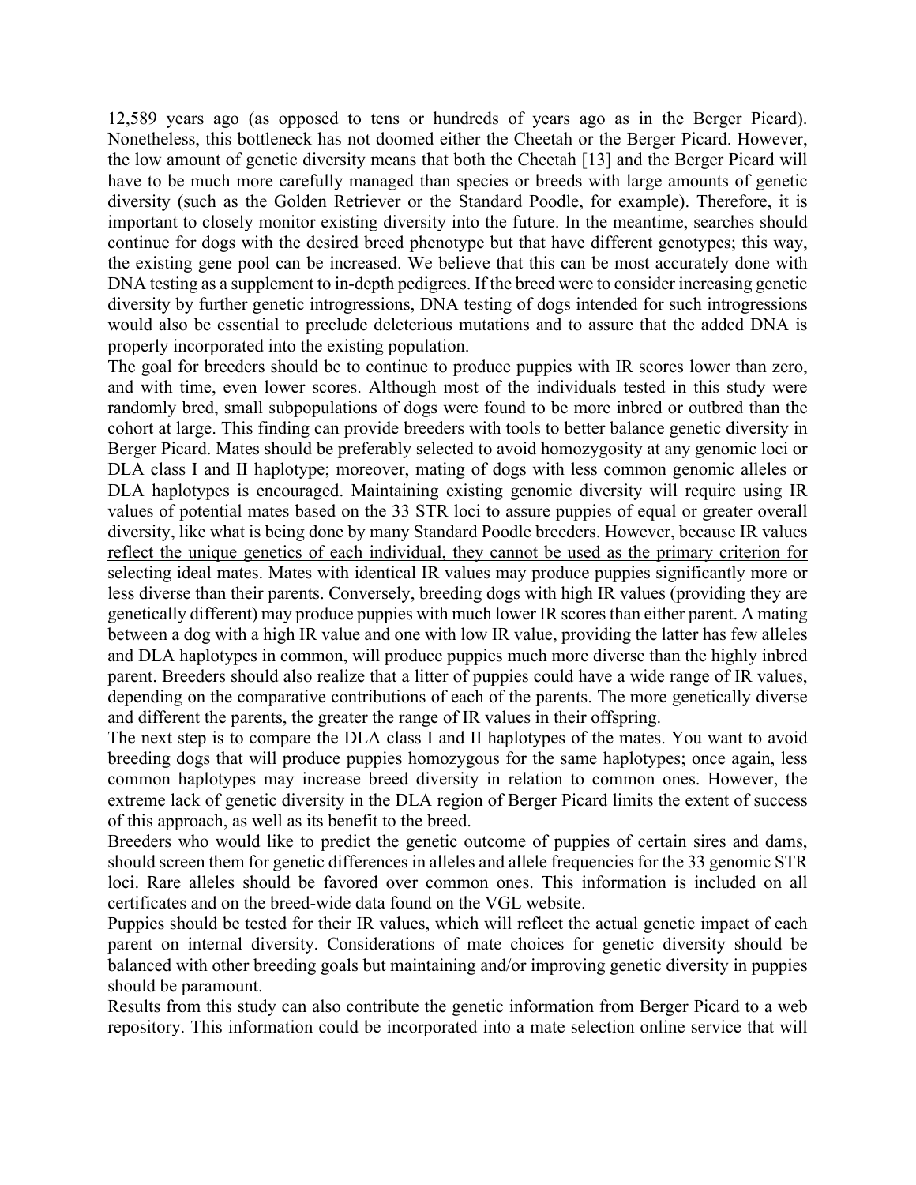12,589 years ago (as opposed to tens or hundreds of years ago as in the Berger Picard). Nonetheless, this bottleneck has not doomed either the Cheetah or the Berger Picard. However, the low amount of genetic diversity means that both the Cheetah [13] and the Berger Picard will have to be much more carefully managed than species or breeds with large amounts of genetic diversity (such as the Golden Retriever or the Standard Poodle, for example). Therefore, it is important to closely monitor existing diversity into the future. In the meantime, searches should continue for dogs with the desired breed phenotype but that have different genotypes; this way, the existing gene pool can be increased. We believe that this can be most accurately done with DNA testing as a supplement to in-depth pedigrees. If the breed were to consider increasing genetic diversity by further genetic introgressions, DNA testing of dogs intended for such introgressions would also be essential to preclude deleterious mutations and to assure that the added DNA is properly incorporated into the existing population.

The goal for breeders should be to continue to produce puppies with IR scores lower than zero, and with time, even lower scores. Although most of the individuals tested in this study were randomly bred, small subpopulations of dogs were found to be more inbred or outbred than the cohort at large. This finding can provide breeders with tools to better balance genetic diversity in Berger Picard. Mates should be preferably selected to avoid homozygosity at any genomic loci or DLA class I and II haplotype; moreover, mating of dogs with less common genomic alleles or DLA haplotypes is encouraged. Maintaining existing genomic diversity will require using IR values of potential mates based on the 33 STR loci to assure puppies of equal or greater overall diversity, like what is being done by many Standard Poodle breeders. <u>However, because IR values reflect the unique genetics of each individual, they cannot be used as the primary criterion for selecting ideal mates.</u> Mates with identical IR values may produce puppies significantly more or less diverse than their parents. Conversely, breeding dogs with high IR values (providing they are genetically different) may produce puppies with much lower IR scores than either parent. A mating between a dog with a high IR value and one with low IR value, providing the latter has few alleles and DLA haplotypes in common, will produce puppies much more diverse than the highly inbred parent. Breeders should also realize that a litter of puppies could have a wide range of IR values, depending on the comparative contributions of each of the parents. The more genetically diverse and different the parents, the greater the range of IR values in their offspring.

The next step is to compare the DLA class I and II haplotypes of the mates. You want to avoid breeding dogs that will produce puppies homozygous for the same haplotypes; once again, less common haplotypes may increase breed diversity in relation to common ones. However, the extreme lack of genetic diversity in the DLA region of Berger Picard limits the extent of success of this approach, as well as its benefit to the breed.

Breeders who would like to predict the genetic outcome of puppies of certain sires and dams, should screen them for genetic differences in alleles and allele frequencies for the 33 genomic STR loci. Rare alleles should be favored over common ones. This information is included on all certificates and on the breed-wide data found on the VGL website.

Puppies should be tested for their IR values, which will reflect the actual genetic impact of each parent on internal diversity. Considerations of mate choices for genetic diversity should be balanced with other breeding goals but maintaining and/or improving genetic diversity in puppies should be paramount.

Results from this study can also contribute the genetic information from Berger Picard to a web repository. This information could be incorporated into a mate selection online service that will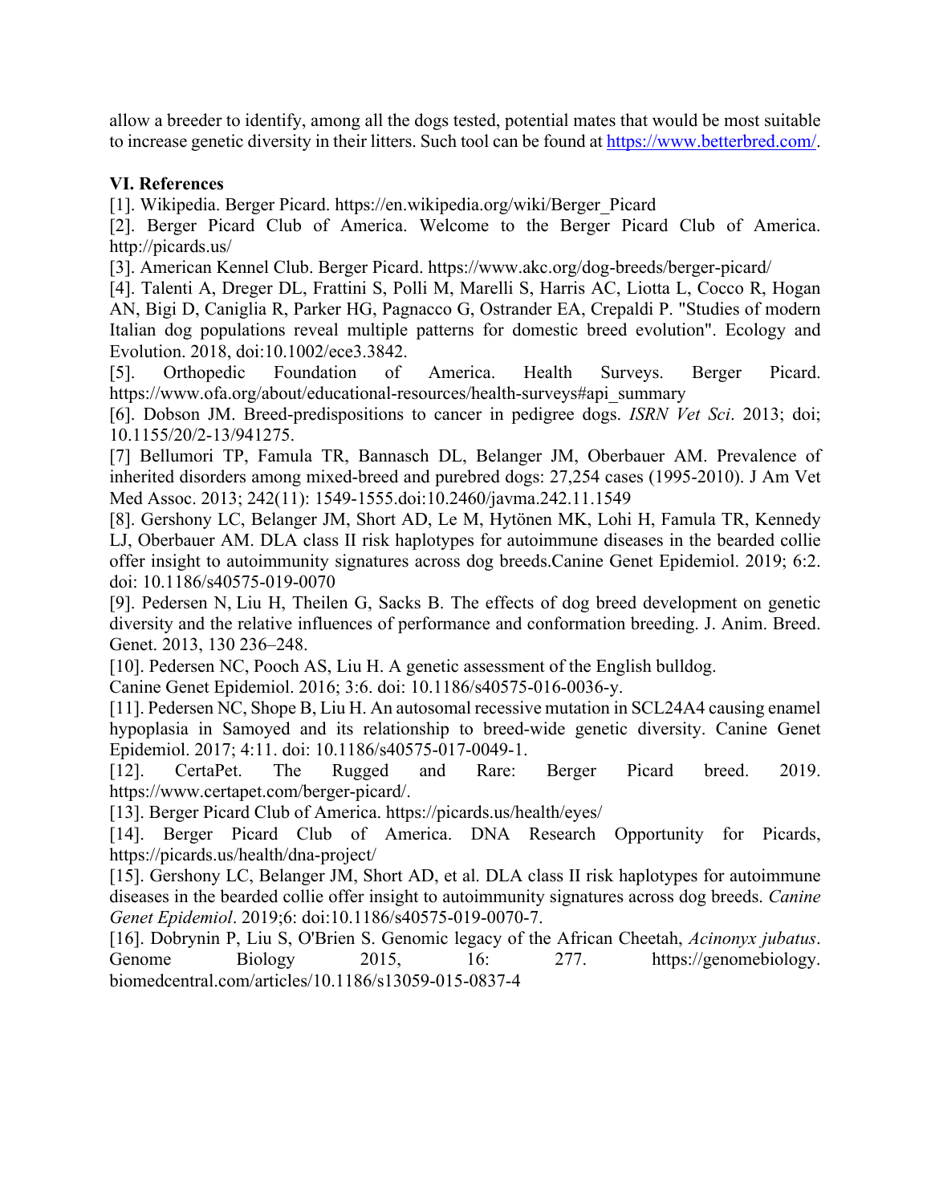allow a breeder to identify, among all the dogs tested, potential mates that would be most suitable to increase genetic diversity in their litters. Such tool can be found at https://www.betterbred.com/.

## VI. References

[1]. Wikipedia. Berger Picard. https://en.wikipedia.org/wiki/Berger_Picard

[2]. Berger Picard Club of America. Welcome to the Berger Picard Club of America. http://picards.us/

[3]. American Kennel Club. Berger Picard. https://www.akc.org/dog-breeds/berger-picard/

[4]. Talenti A, Dreger DL, Frattini S, Polli M, Marelli S, Harris AC, Liotta L, Cocco R, Hogan AN, Bigi D, Caniglia R, Parker HG, Pagnacco G, Ostrander EA, Crepaldi P. "Studies of modern Italian dog populations reveal multiple patterns for domestic breed evolution". Ecology and Evolution. 2018, doi:10.1002/ece3.3842.

[5]. Orthopedic Foundation of America. Health Surveys. Berger Picard. https://www.ofa.org/about/educational-resources/health-surveys#api_summary

[6]. Dobson JM. Breed-predispositions to cancer in pedigree dogs. *ISRN Vet Sci*. 2013; doi; 10.1155/20/2-13/941275.

[7] Bellumori TP, Famula TR, Bannasch DL, Belanger JM, Oberbauer AM. Prevalence of inherited disorders among mixed-breed and purebred dogs: 27,254 cases (1995-2010). J Am Vet Med Assoc. 2013; 242(11): 1549-1555.doi:10.2460/javma.242.11.1549

[8]. Gershony LC, Belanger JM, Short AD, Le M, Hytönen MK, Lohi H, Famula TR, Kennedy LJ, Oberbauer AM. DLA class II risk haplotypes for autoimmune diseases in the bearded collie offer insight to autoimmunity signatures across dog breeds.Canine Genet Epidemiol. 2019; 6:2. doi: 10.1186/s40575-019-0070

[9]. Pedersen N, Liu H, Theilen G, Sacks B. The effects of dog breed development on genetic diversity and the relative influences of performance and conformation breeding. J. Anim. Breed. Genet. 2013, 130 236–248.

[10]. Pedersen NC, Pooch AS, Liu H. A genetic assessment of the English bulldog. Canine Genet Epidemiol. 2016; 3:6. doi: 10.1186/s40575-016-0036-y.

[11]. Pedersen NC, Shope B, Liu H. An autosomal recessive mutation in SCL24A4 causing enamel hypoplasia in Samoyed and its relationship to breed-wide genetic diversity. Canine Genet Epidemiol. 2017; 4:11. doi: 10.1186/s40575-017-0049-1.

[12]. CertaPet. The Rugged and Rare: Berger Picard breed. 2019. https://www.certapet.com/berger-picard/.

[13]. Berger Picard Club of America. https://picards.us/health/eyes/

[14]. Berger Picard Club of America. DNA Research Opportunity for Picards, https://picards.us/health/dna-project/

[15]. Gershony LC, Belanger JM, Short AD, et al. DLA class II risk haplotypes for autoimmune diseases in the bearded collie offer insight to autoimmunity signatures across dog breeds. *Canine Genet Epidemiol*. 2019;6: doi:10.1186/s40575-019-0070-7.

[16]. Dobrynin P, Liu S, O'Brien S. Genomic legacy of the African Cheetah, *Acinonyx jubatus*. Genome Biology 2015, 16: 277. https://genomebiology.biomedcentral.com/articles/10.1186/s13059-015-0837-4